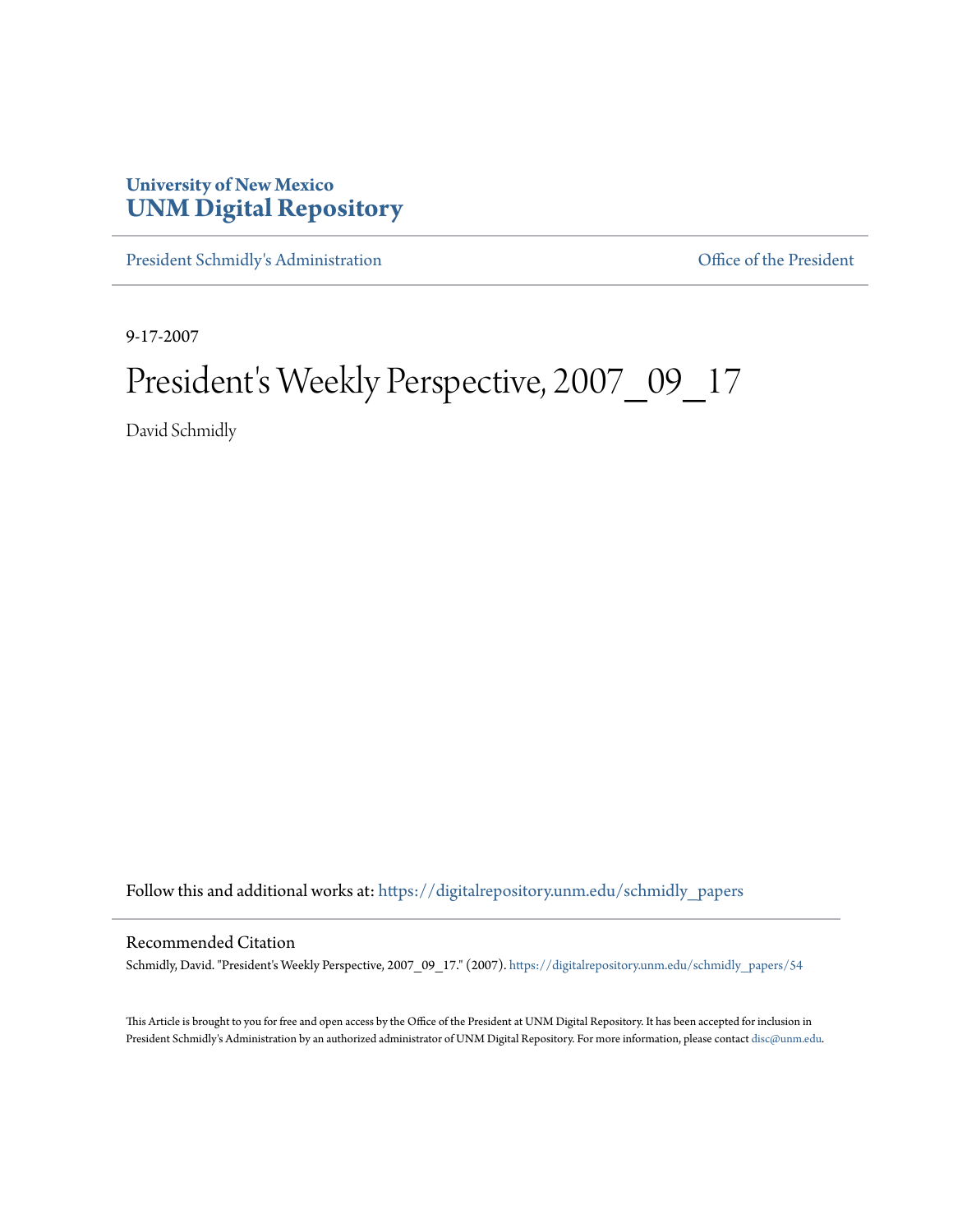University of New Mexico
**UNM Digital Repository**

President Schmidly's Administration | Office of the President

9-17-2007

# President's Weekly Perspective, 2007_09_17

David Schmidly

Follow this and additional works at: https://digitalrepository.unm.edu/schmidly_papers

## Recommended Citation

Schmidly, David. "President's Weekly Perspective, 2007_09_17." (2007). https://digitalrepository.unm.edu/schmidly_papers/54

This Article is brought to you for free and open access by the Office of the President at UNM Digital Repository. It has been accepted for inclusion in President Schmidly's Administration by an authorized administrator of UNM Digital Repository. For more information, please contact disc@unm.edu.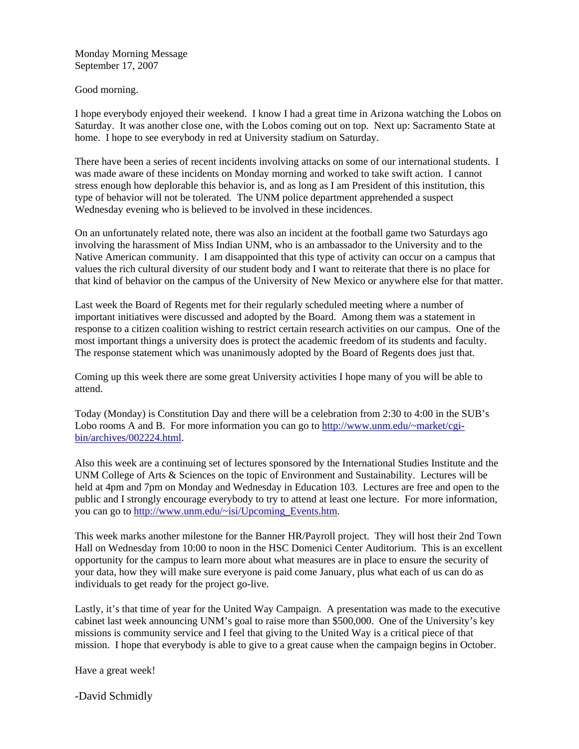Monday Morning Message
September 17, 2007

Good morning.

I hope everybody enjoyed their weekend. I know I had a great time in Arizona watching the Lobos on Saturday. It was another close one, with the Lobos coming out on top. Next up: Sacramento State at home. I hope to see everybody in red at University stadium on Saturday.

There have been a series of recent incidents involving attacks on some of our international students. I was made aware of these incidents on Monday morning and worked to take swift action. I cannot stress enough how deplorable this behavior is, and as long as I am President of this institution, this type of behavior will not be tolerated. The UNM police department apprehended a suspect Wednesday evening who is believed to be involved in these incidences.

On an unfortunately related note, there was also an incident at the football game two Saturdays ago involving the harassment of Miss Indian UNM, who is an ambassador to the University and to the Native American community. I am disappointed that this type of activity can occur on a campus that values the rich cultural diversity of our student body and I want to reiterate that there is no place for that kind of behavior on the campus of the University of New Mexico or anywhere else for that matter.

Last week the Board of Regents met for their regularly scheduled meeting where a number of important initiatives were discussed and adopted by the Board. Among them was a statement in response to a citizen coalition wishing to restrict certain research activities on our campus. One of the most important things a university does is protect the academic freedom of its students and faculty. The response statement which was unanimously adopted by the Board of Regents does just that.

Coming up this week there are some great University activities I hope many of you will be able to attend.

Today (Monday) is Constitution Day and there will be a celebration from 2:30 to 4:00 in the SUB's Lobo rooms A and B. For more information you can go to http://www.unm.edu/~market/cgi-bin/archives/002224.html.

Also this week are a continuing set of lectures sponsored by the International Studies Institute and the UNM College of Arts & Sciences on the topic of Environment and Sustainability. Lectures will be held at 4pm and 7pm on Monday and Wednesday in Education 103. Lectures are free and open to the public and I strongly encourage everybody to try to attend at least one lecture. For more information, you can go to http://www.unm.edu/~isi/Upcoming_Events.htm.

This week marks another milestone for the Banner HR/Payroll project. They will host their 2nd Town Hall on Wednesday from 10:00 to noon in the HSC Domenici Center Auditorium. This is an excellent opportunity for the campus to learn more about what measures are in place to ensure the security of your data, how they will make sure everyone is paid come January, plus what each of us can do as individuals to get ready for the project go-live.

Lastly, it's that time of year for the United Way Campaign. A presentation was made to the executive cabinet last week announcing UNM's goal to raise more than $500,000. One of the University's key missions is community service and I feel that giving to the United Way is a critical piece of that mission. I hope that everybody is able to give to a great cause when the campaign begins in October.

Have a great week!

-David Schmidly